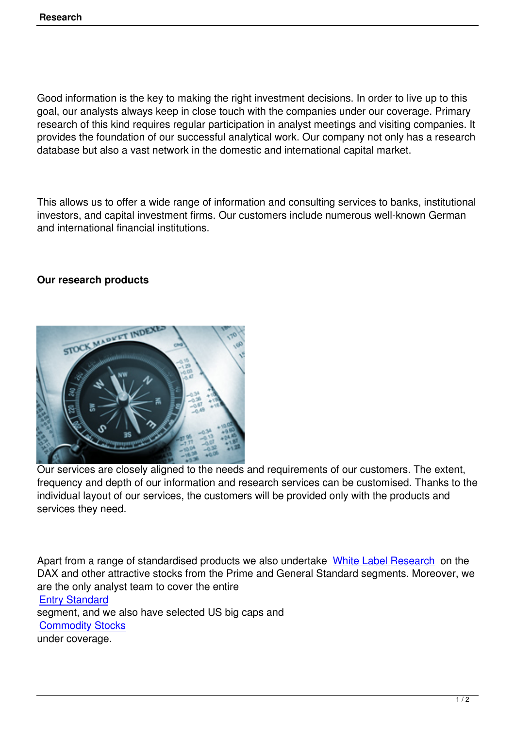Good information is the key to making the right investment decisions. In order to live up to this goal, our analysts always keep in close touch with the companies under our coverage. Primary research of this kind requires regular participation in analyst meetings and visiting companies. It provides the foundation of our successful analytical work. Our company not only has a research database but also a vast network in the domestic and international capital market.

This allows us to offer a wide range of information and consulting services to banks, institutional investors, and capital investment firms. Our customers include numerous well-known German and international financial institutions.

**Our research products**

Our services are closely aligned to the needs and requirements of our customers. The extent, frequency and depth of our information and research services can be customised. Thanks to the individual layout of our services, the customers will be provided only with the products and services they need.

Apart from a range of standardised products we also undertake White Label Research on the DAX and other attractive stocks from the Prime and General Standard segments. Moreover, we are the only analyst team to cover the entire Entry Standard segment, and we also have selected US big caps and Commodity Stocks under coverage.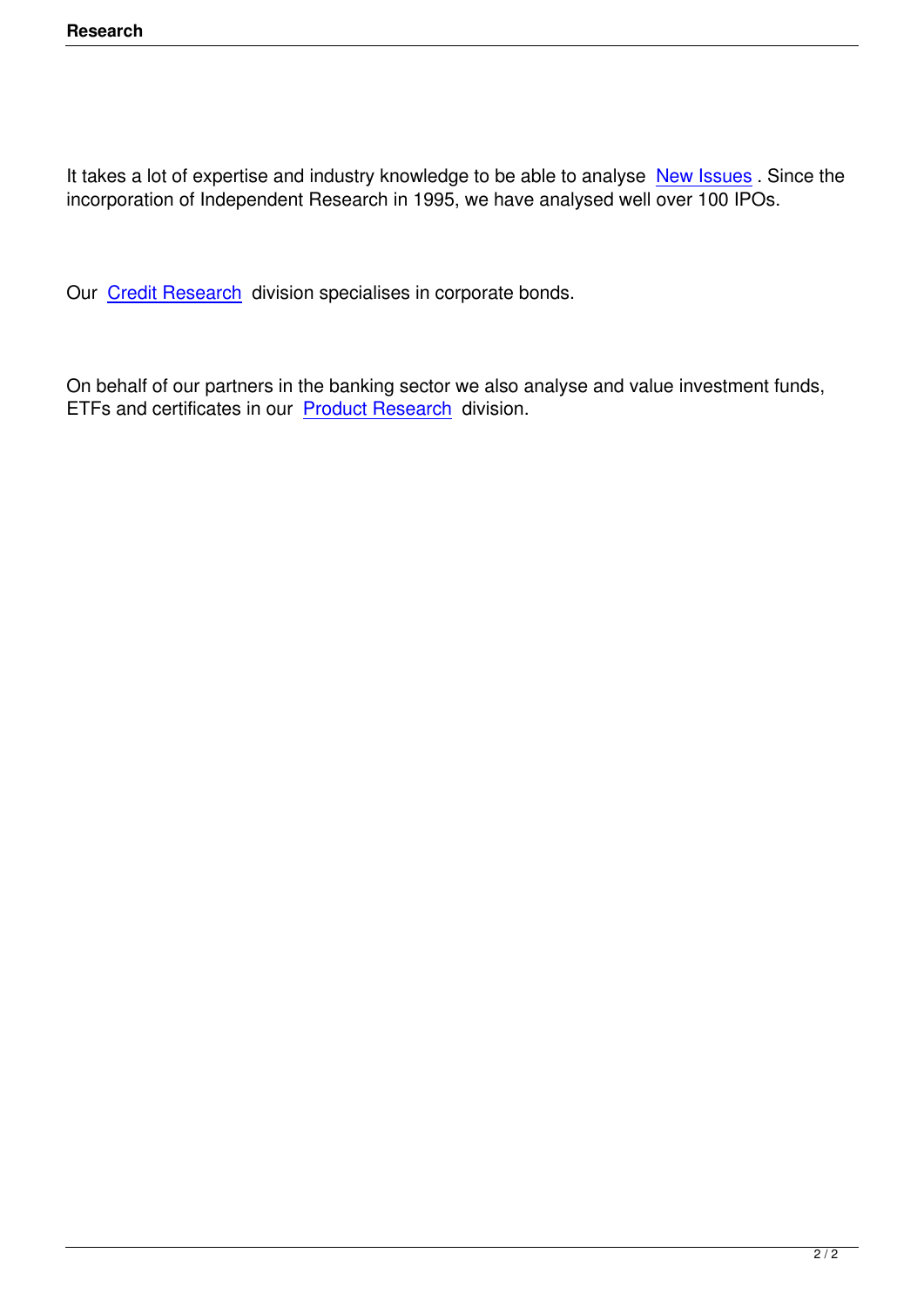It takes a lot of expertise and industry knowledge to be able to analyse New Issues . Since the incorporation of Independent Research in 1995, we have analysed well over 100 IPOs.

Our Credit Research division specialises in corporate bonds.

On behalf of our partners in the banking sector we also analyse and value investment funds, ETFs and certificates in our Product Research division.